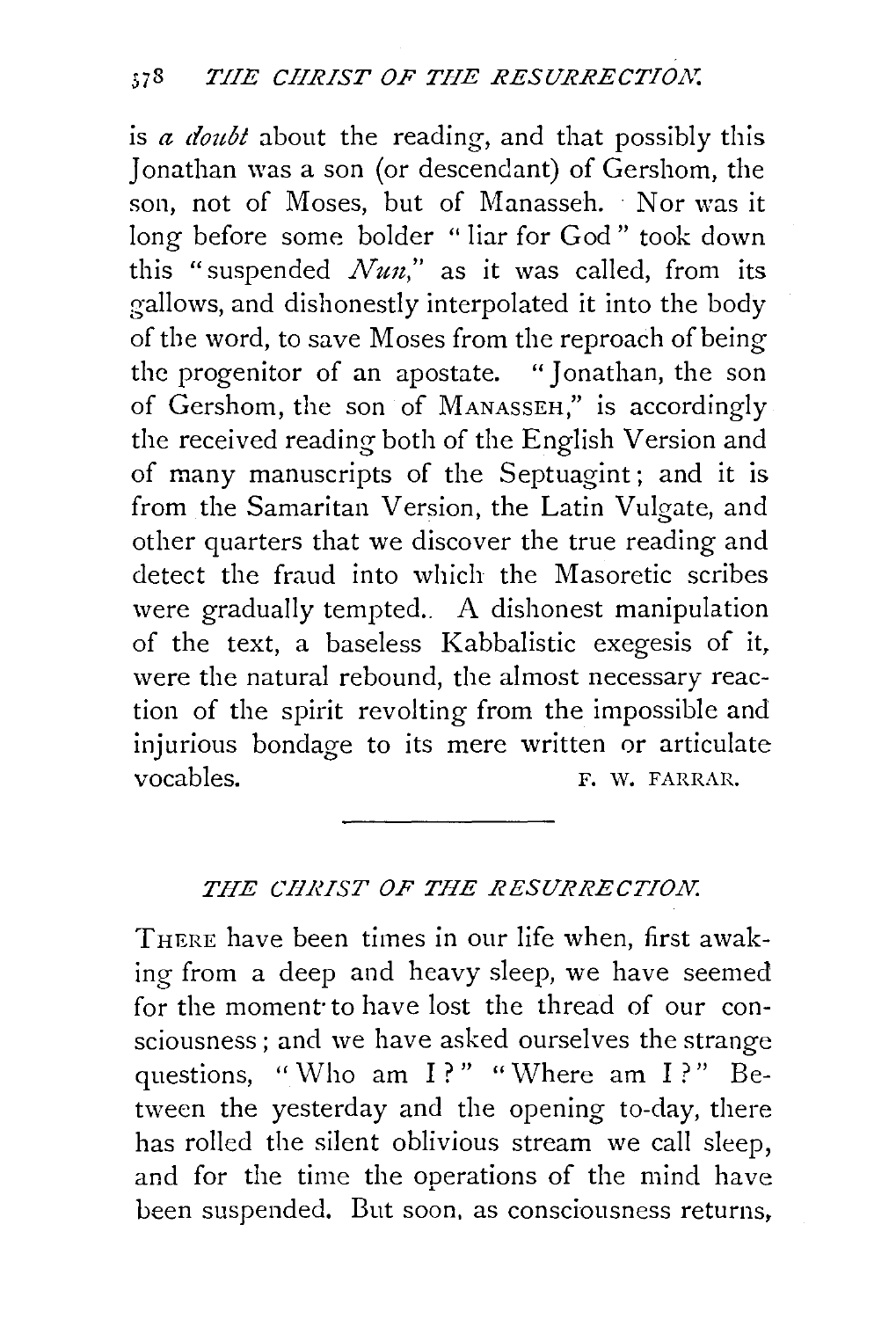is *a doubt* about the reading, and that possibly this Jonathan was a son (or descendant) of Gershom, the son, not of Moses, but of Manasseh. Nor was it long before some bolder "liar for God" took down this "suspended *Nun*," as it was called, from its gallows, and dishonestly interpolated it into the body of the word, to save Moses from the reproach of being the progenitor of an apostate. "Jonathan, the son of Gershom, the son of MANASSEH," is accordingly the received reading both of the English Version and of many manuscripts of the Septuagint; and it is from the Samaritan Version, the Latin Vulgate, and other quarters that we discover the true reading and detect the fraud into which the Masoretic scribes were gradually tempted. A dishonest manipulation of the text, a baseless Kabbalistic exegesis of it, were the natural rebound, the almost necessary reaction of the spirit revolting from the impossible and injurious bondage to its mere written or articulate vocables.

F. W. FARRAR.

---

## *THE CHRIST OF THE RESURRECTION.*

THERE have been times in our life when, first awaking from a deep and heavy sleep, we have seemed for the moment to have lost the thread of our consciousness; and we have asked ourselves the strange questions, "Who am I?" "Where am I?" Between the yesterday and the opening to-day, there has rolled the silent oblivious stream we call sleep, and for the time the operations of the mind have been suspended. But soon, as consciousness returns,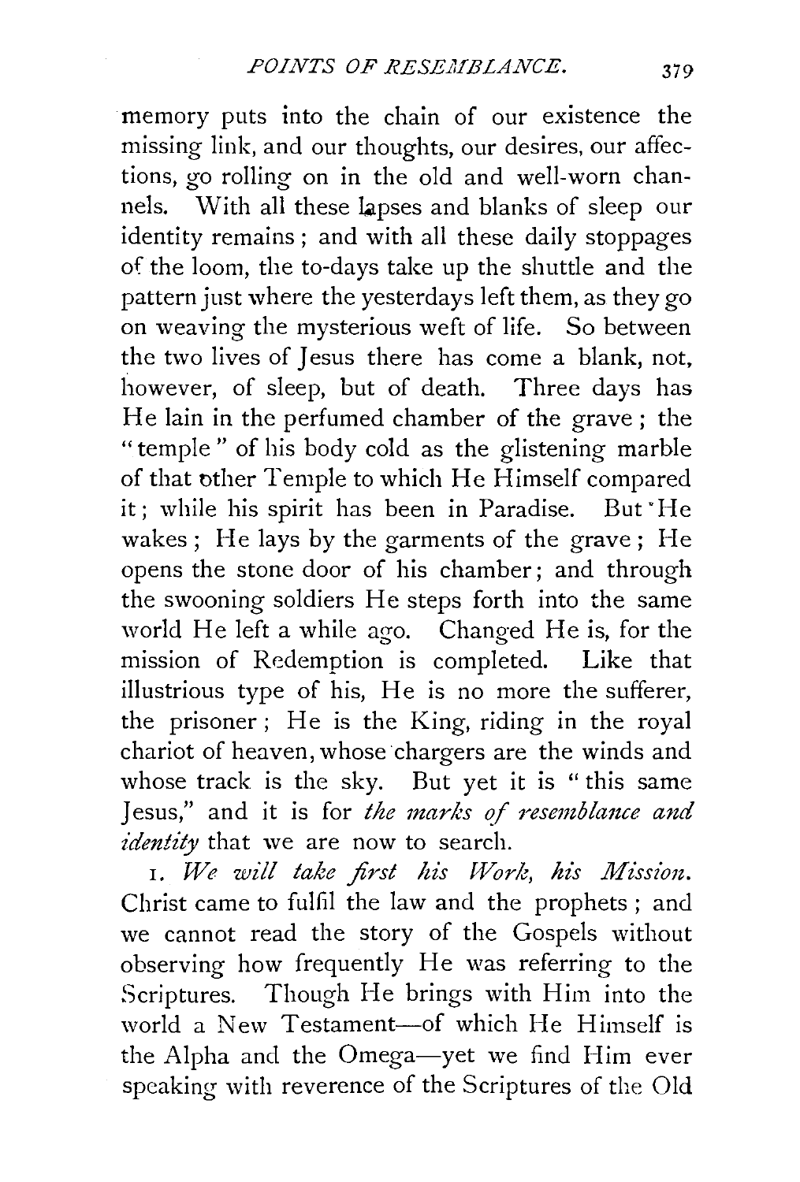memory puts into the chain of our existence the missing link, and our thoughts, our desires, our affections, go rolling on in the old and well-worn channels. With all these lapses and blanks of sleep our identity remains; and with all these daily stoppages of the loom, the to-days take up the shuttle and the pattern just where the yesterdays left them, as they go on weaving the mysterious weft of life. So between the two lives of Jesus there has come a blank, not, however, of sleep, but of death. Three days has He lain in the perfumed chamber of the grave; the "temple" of his body cold as the glistening marble of that other Temple to which He Himself compared it; while his spirit has been in Paradise. But He wakes; He lays by the garments of the grave; He opens the stone door of his chamber; and through the swooning soldiers He steps forth into the same world He left a while ago. Changed He is, for the mission of Redemption is completed. Like that illustrious type of his, He is no more the sufferer, the prisoner; He is the King, riding in the royal chariot of heaven, whose chargers are the winds and whose track is the sky. But yet it is "this same Jesus," and it is for *the marks of resemblance and identity* that we are now to search.

1. *We will take first his Work, his Mission.* Christ came to fulfil the law and the prophets; and we cannot read the story of the Gospels without observing how frequently He was referring to the Scriptures. Though He brings with Him into the world a New Testament—of which He Himself is the Alpha and the Omega—yet we find Him ever speaking with reverence of the Scriptures of the Old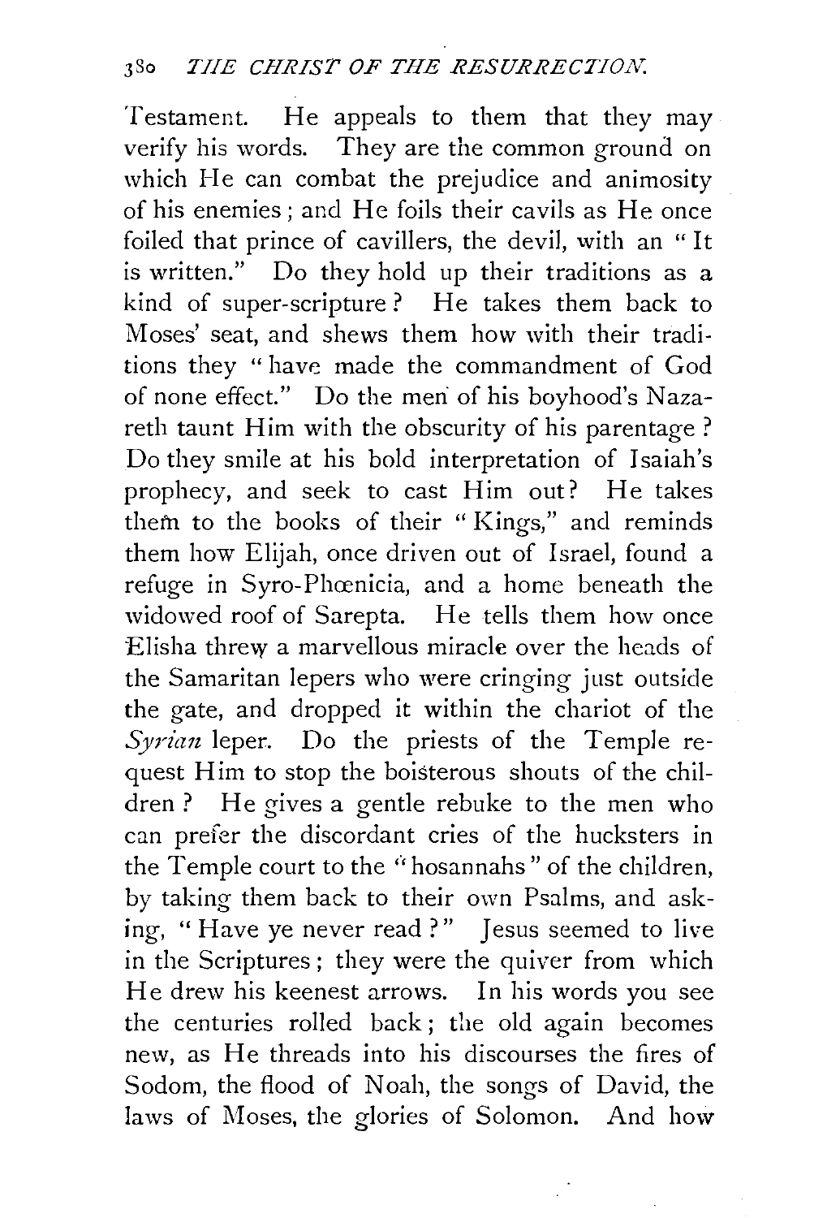Testament. He appeals to them that they may verify his words. They are the common ground on which He can combat the prejudice and animosity of his enemies; and He foils their cavils as He once foiled that prince of cavillers, the devil, with an "It is written." Do they hold up their traditions as a kind of super-scripture? He takes them back to Moses' seat, and shews them how with their traditions they "have made the commandment of God of none effect." Do the men of his boyhood's Nazareth taunt Him with the obscurity of his parentage? Do they smile at his bold interpretation of Isaiah's prophecy, and seek to cast Him out? He takes them to the books of their "Kings," and reminds them how Elijah, once driven out of Israel, found a refuge in Syro-Phœnicia, and a home beneath the widowed roof of Sarepta. He tells them how once Elisha threw a marvellous miracle over the heads of the Samaritan lepers who were cringing just outside the gate, and dropped it within the chariot of the *Syrian* leper. Do the priests of the Temple request Him to stop the boisterous shouts of the children? He gives a gentle rebuke to the men who can prefer the discordant cries of the hucksters in the Temple court to the "hosannahs" of the children, by taking them back to their own Psalms, and asking, "Have ye never read?" Jesus seemed to live in the Scriptures; they were the quiver from which He drew his keenest arrows. In his words you see the centuries rolled back; the old again becomes new, as He threads into his discourses the fires of Sodom, the flood of Noah, the songs of David, the laws of Moses, the glories of Solomon. And how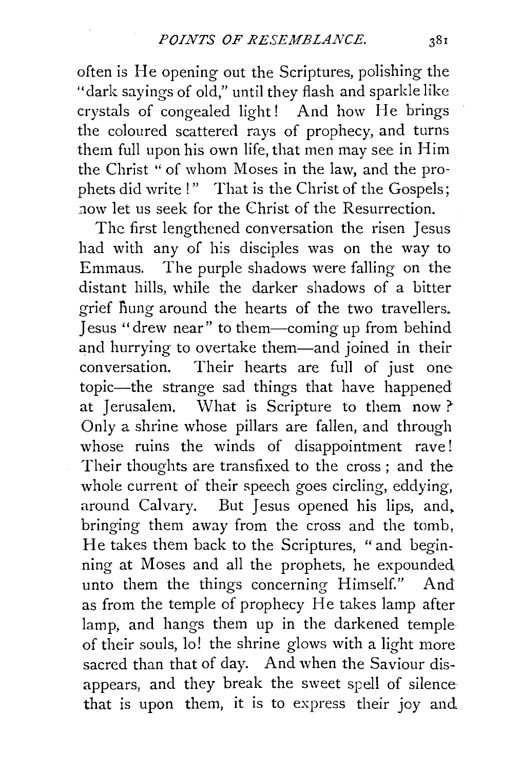often is He opening out the Scriptures, polishing the "dark sayings of old," until they flash and sparkle like crystals of congealed light! And how He brings the coloured scattered rays of prophecy, and turns them full upon his own life, that men may see in Him the Christ "of whom Moses in the law, and the prophets did write!" That is the Christ of the Gospels; now let us seek for the Christ of the Resurrection.

The first lengthened conversation the risen Jesus had with any of his disciples was on the way to Emmaus. The purple shadows were falling on the distant hills, while the darker shadows of a bitter grief hung around the hearts of the two travellers. Jesus "drew near" to them—coming up from behind and hurrying to overtake them—and joined in their conversation. Their hearts are full of just one topic—the strange sad things that have happened at Jerusalem. What is Scripture to them now? Only a shrine whose pillars are fallen, and through whose ruins the winds of disappointment rave! Their thoughts are transfixed to the cross; and the whole current of their speech goes circling, eddying, around Calvary. But Jesus opened his lips, and, bringing them away from the cross and the tomb, He takes them back to the Scriptures, "and beginning at Moses and all the prophets, he expounded unto them the things concerning Himself." And as from the temple of prophecy He takes lamp after lamp, and hangs them up in the darkened temple of their souls, lo! the shrine glows with a light more sacred than that of day. And when the Saviour disappears, and they break the sweet spell of silence that is upon them, it is to express their joy and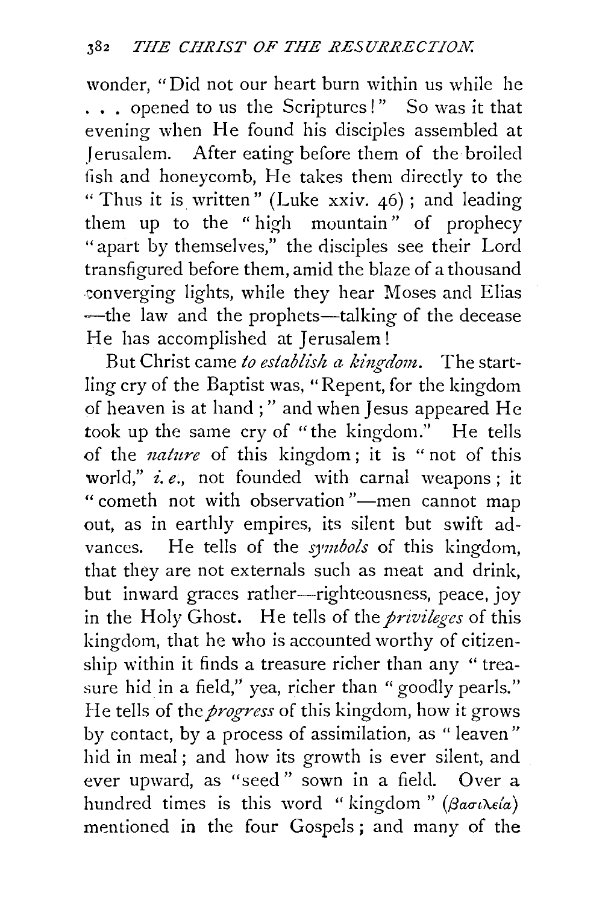wonder, "Did not our heart burn within us while he . . . opened to us the Scriptures!" So was it that evening when He found his disciples assembled at Jerusalem. After eating before them of the broiled fish and honeycomb, He takes them directly to the "Thus it is written" (Luke xxiv. 46); and leading them up to the "high mountain" of prophecy "apart by themselves," the disciples see their Lord transfigured before them, amid the blaze of a thousand converging lights, while they hear Moses and Elias —the law and the prophets—talking of the decease He has accomplished at Jerusalem!

But Christ came *to establish a kingdom*. The startling cry of the Baptist was, "Repent, for the kingdom of heaven is at hand;" and when Jesus appeared He took up the same cry of "the kingdom." He tells of the *nature* of this kingdom; it is "not of this world," *i. e.*, not founded with carnal weapons; it "cometh not with observation"—men cannot map out, as in earthly empires, its silent but swift advances. He tells of the *symbols* of this kingdom, that they are not externals such as meat and drink, but inward graces rather—righteousness, peace, joy in the Holy Ghost. He tells of the *privileges* of this kingdom, that he who is accounted worthy of citizenship within it finds a treasure richer than any "treasure hid in a field," yea, richer than "goodly pearls." He tells of the *progress* of this kingdom, how it grows by contact, by a process of assimilation, as "leaven" hid in meal; and how its growth is ever silent, and ever upward, as "seed" sown in a field. Over a hundred times is this word "kingdom" (βασιλεία) mentioned in the four Gospels; and many of the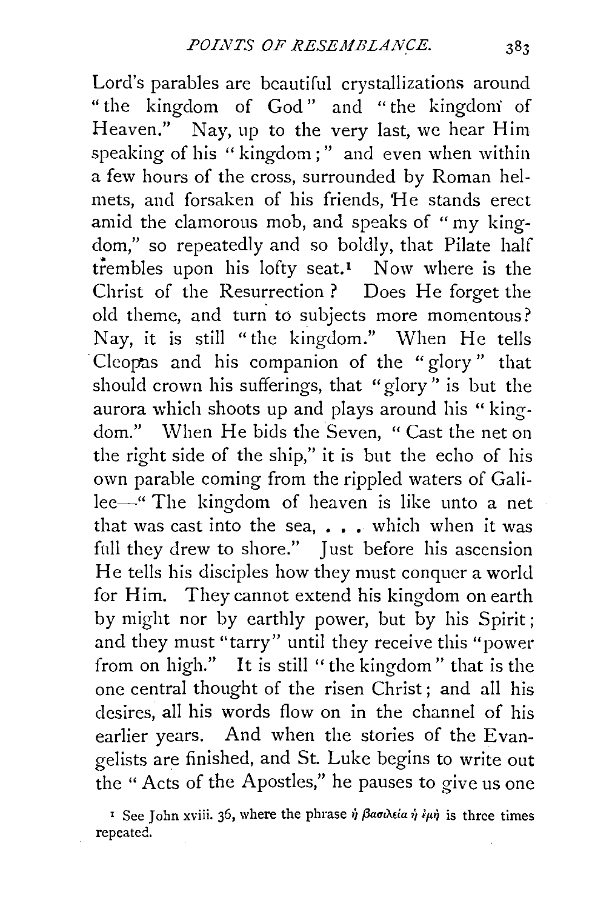Lord's parables are beautiful crystallizations around "the kingdom of God" and "the kingdom of Heaven." Nay, up to the very last, we hear Him speaking of his "kingdom;" and even when within a few hours of the cross, surrounded by Roman helmets, and forsaken of his friends, He stands erect amid the clamorous mob, and speaks of "my kingdom," so repeatedly and so boldly, that Pilate half trembles upon his lofty seat.[1] Now where is the Christ of the Resurrection? Does He forget the old theme, and turn to subjects more momentous? Nay, it is still "the kingdom." When He tells Cleopas and his companion of the "glory" that should crown his sufferings, that "glory" is but the aurora which shoots up and plays around his "kingdom." When He bids the Seven, "Cast the net on the right side of the ship," it is but the echo of his own parable coming from the rippled waters of Galilee—"The kingdom of heaven is like unto a net that was cast into the sea, . . . which when it was full they drew to shore." Just before his ascension He tells his disciples how they must conquer a world for Him. They cannot extend his kingdom on earth by might nor by earthly power, but by his Spirit; and they must "tarry" until they receive this "power from on high." It is still "the kingdom" that is the one central thought of the risen Christ; and all his desires, all his words flow on in the channel of his earlier years. And when the stories of the Evangelists are finished, and St. Luke begins to write out the "Acts of the Apostles," he pauses to give us one

[1] See John xviii. 36, where the phrase ἡ βασιλεία ἡ ἐμὴ is three times repeated.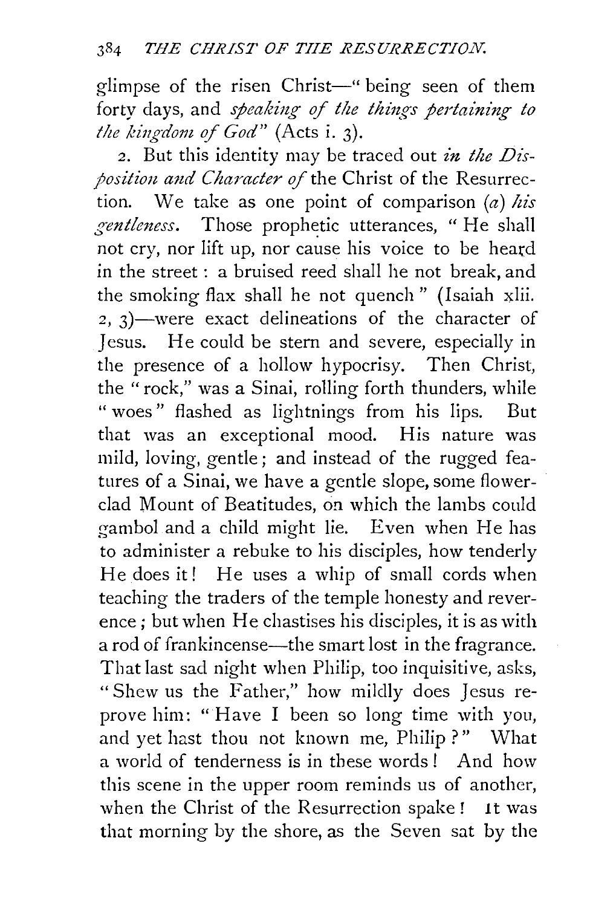glimpse of the risen Christ—"being seen of them forty days, and *speaking of the things pertaining to the kingdom of God*" (Acts i. 3).

2. But this identity may be traced out *in the Disposition and Character of* the Christ of the Resurrection. We take as one point of comparison (*a*) *his gentleness*. Those prophetic utterances, "He shall not cry, nor lift up, nor cause his voice to be heard in the street: a bruised reed shall he not break, and the smoking flax shall he not quench" (Isaiah xlii. 2, 3)—were exact delineations of the character of Jesus. He could be stern and severe, especially in the presence of a hollow hypocrisy. Then Christ, the "rock," was a Sinai, rolling forth thunders, while "woes" flashed as lightnings from his lips. But that was an exceptional mood. His nature was mild, loving, gentle; and instead of the rugged features of a Sinai, we have a gentle slope, some flower-clad Mount of Beatitudes, on which the lambs could gambol and a child might lie. Even when He has to administer a rebuke to his disciples, how tenderly He does it! He uses a whip of small cords when teaching the traders of the temple honesty and reverence; but when He chastises his disciples, it is as with a rod of frankincense—the smart lost in the fragrance. That last sad night when Philip, too inquisitive, asks, "Shew us the Father," how mildly does Jesus reprove him: "Have I been so long time with you, and yet hast thou not known me, Philip?" What a world of tenderness is in these words! And how this scene in the upper room reminds us of another, when the Christ of the Resurrection spake! It was that morning by the shore, as the Seven sat by the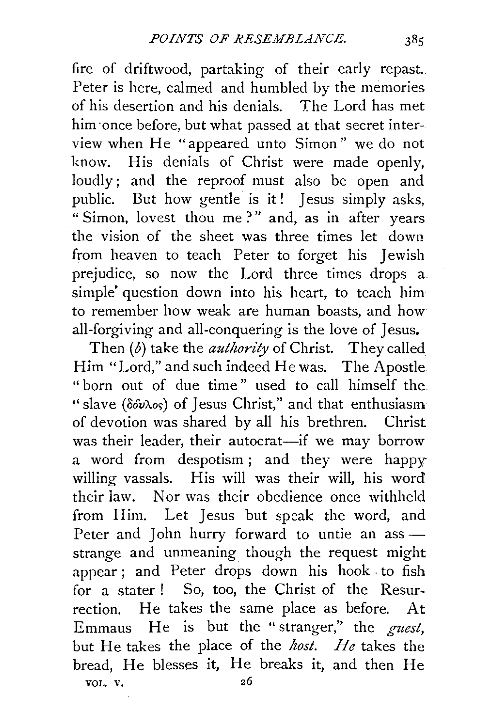fire of driftwood, partaking of their early repast. Peter is here, calmed and humbled by the memories of his desertion and his denials. The Lord has met him once before, but what passed at that secret interview when He "appeared unto Simon" we do not know. His denials of Christ were made openly, loudly; and the reproof must also be open and public. But how gentle is it! Jesus simply asks, "Simon, lovest thou me?" and, as in after years the vision of the sheet was three times let down from heaven to teach Peter to forget his Jewish prejudice, so now the Lord three times drops a simple question down into his heart, to teach him to remember how weak are human boasts, and how all-forgiving and all-conquering is the love of Jesus.

Then (*b*) take the *authority* of Christ. They called Him "Lord," and such indeed He was. The Apostle "born out of due time" used to call himself the "slave (δοῦλος) of Jesus Christ," and that enthusiasm of devotion was shared by all his brethren. Christ was their leader, their autocrat—if we may borrow a word from despotism; and they were happy willing vassals. His will was their will, his word their law. Nor was their obedience once withheld from Him. Let Jesus but speak the word, and Peter and John hurry forward to untie an ass—strange and unmeaning though the request might appear; and Peter drops down his hook to fish for a stater! So, too, the Christ of the Resurrection. He takes the same place as before. At Emmaus He is but the "stranger," the *guest*, but He takes the place of the *host*. *He* takes the bread, He blesses it, He breaks it, and then He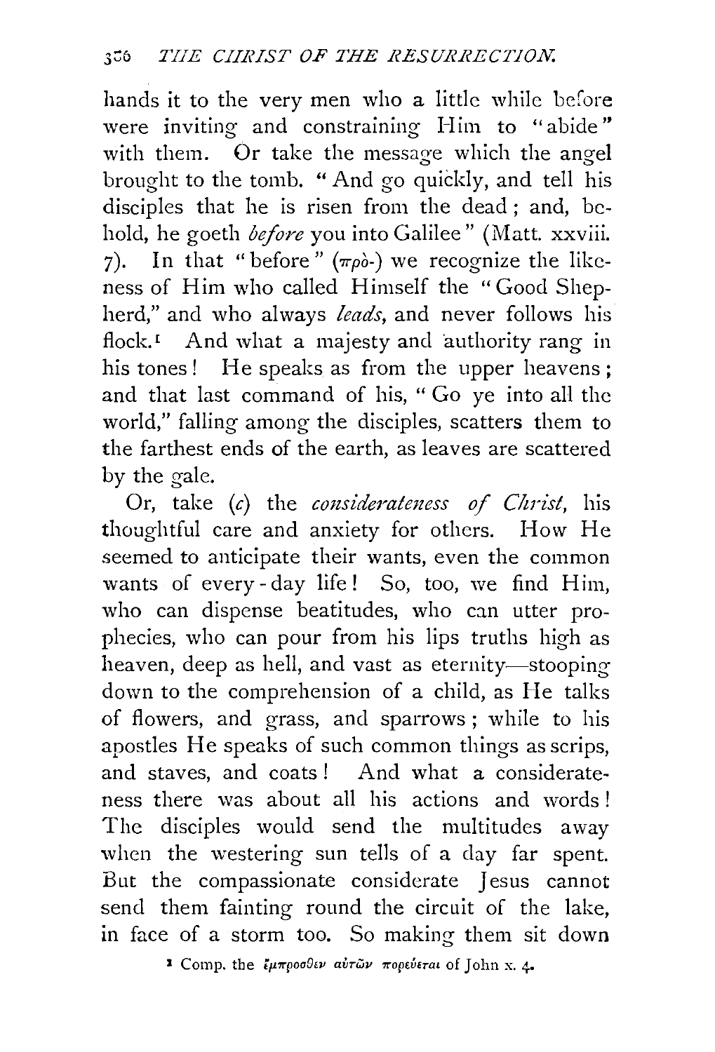hands it to the very men who a little while before were inviting and constraining Him to "abide" with them. Or take the message which the angel brought to the tomb. "And go quickly, and tell his disciples that he is risen from the dead; and, behold, he goeth *before* you into Galilee" (Matt. xxviii. 7). In that "before" (πρὸ-) we recognize the likeness of Him who called Himself the "Good Shepherd," and who always *leads*, and never follows his flock.[1] And what a majesty and authority rang in his tones! He speaks as from the upper heavens; and that last command of his, "Go ye into all the world," falling among the disciples, scatters them to the farthest ends of the earth, as leaves are scattered by the gale.

Or, take (*c*) the *considerateness of Christ*, his thoughtful care and anxiety for others. How He seemed to anticipate their wants, even the common wants of every-day life! So, too, we find Him, who can dispense beatitudes, who can utter prophecies, who can pour from his lips truths high as heaven, deep as hell, and vast as eternity—stooping down to the comprehension of a child, as He talks of flowers, and grass, and sparrows; while to his apostles He speaks of such common things as scrips, and staves, and coats! And what a considerateness there was about all his actions and words! The disciples would send the multitudes away when the westering sun tells of a day far spent. But the compassionate considerate Jesus cannot send them fainting round the circuit of the lake, in face of a storm too. So making them sit down

[1] Comp. the ἔμπροσθεν αὐτῶν πορεύεται of John x. 4.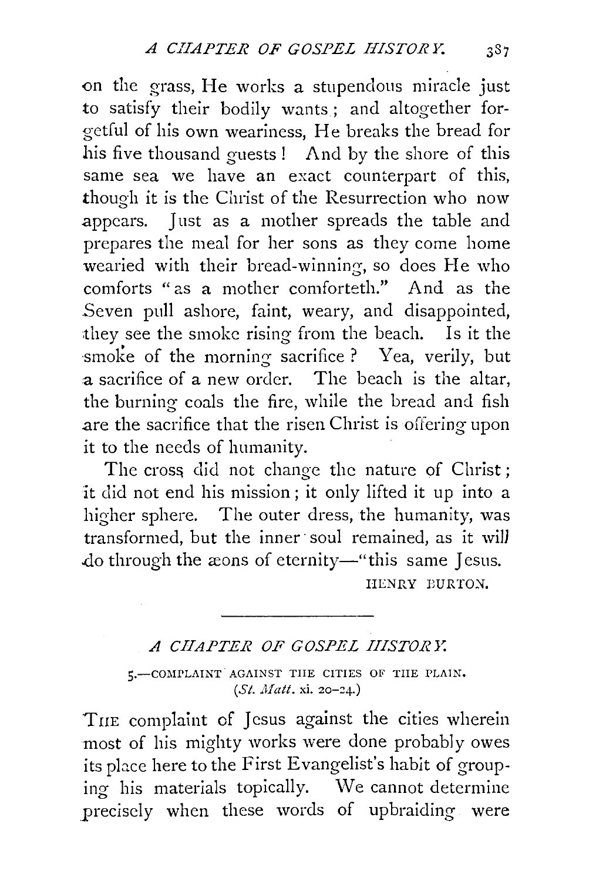on the grass, He works a stupendous miracle just to satisfy their bodily wants; and altogether forgetful of his own weariness, He breaks the bread for his five thousand guests! And by the shore of this same sea we have an exact counterpart of this, though it is the Christ of the Resurrection who now appears. Just as a mother spreads the table and prepares the meal for her sons as they come home wearied with their bread-winning, so does He who comforts "as a mother comforteth." And as the Seven pull ashore, faint, weary, and disappointed, they see the smoke rising from the beach. Is it the smoke of the morning sacrifice? Yea, verily, but a sacrifice of a new order. The beach is the altar, the burning coals the fire, while the bread and fish are the sacrifice that the risen Christ is offering upon it to the needs of humanity.

The cross did not change the nature of Christ; it did not end his mission; it only lifted it up into a higher sphere. The outer dress, the humanity, was transformed, but the inner soul remained, as it will do through the æons of eternity—"this same Jesus.

HENRY BURTON.

---

## *A CHAPTER OF GOSPEL HISTORY.*

### 5.—COMPLAINT AGAINST THE CITIES OF THE PLAIN.
(*St. Matt.* xi. 20–24.)

THE complaint of Jesus against the cities wherein most of his mighty works were done probably owes its place here to the First Evangelist's habit of grouping his materials topically. We cannot determine precisely when these words of upbraiding were